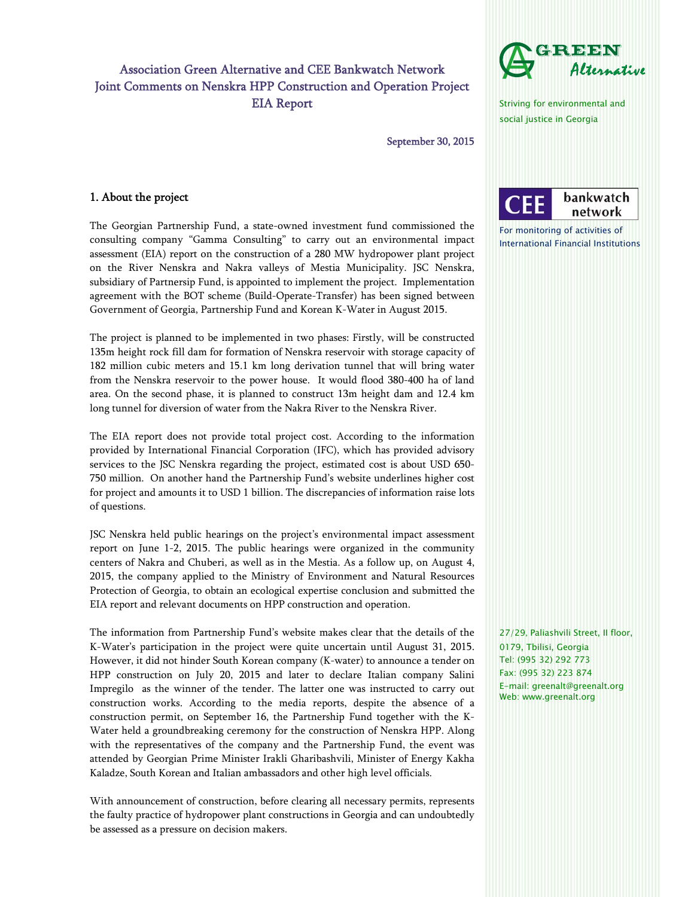# Association Green Alternative and CEE Bankwatch Network Joint Comments on Nenskra HPP Construction and Operation Project EIA Report

September 30, 2015

GREEN Alternative

Striving for environmental and social justice in Georgia

CEE bankwatch network

For monitoring of activities of International Financial Institutions

27/29, Paliashvili Street, II floor,
0179, Tbilisi, Georgia
Tel: (995 32) 292 773
Fax: (995 32) 223 874
E-mail: greenalt@greenalt.org
Web: www.greenalt.org

## 1. About the project

The Georgian Partnership Fund, a state-owned investment fund commissioned the consulting company "Gamma Consulting" to carry out an environmental impact assessment (EIA) report on the construction of a 280 MW hydropower plant project on the River Nenskra and Nakra valleys of Mestia Municipality. JSC Nenskra, subsidiary of Partnersip Fund, is appointed to implement the project. Implementation agreement with the BOT scheme (Build-Operate-Transfer) has been signed between Government of Georgia, Partnership Fund and Korean K-Water in August 2015.

The project is planned to be implemented in two phases: Firstly, will be constructed 135m height rock fill dam for formation of Nenskra reservoir with storage capacity of 182 million cubic meters and 15.1 km long derivation tunnel that will bring water from the Nenskra reservoir to the power house. It would flood 380-400 ha of land area. On the second phase, it is planned to construct 13m height dam and 12.4 km long tunnel for diversion of water from the Nakra River to the Nenskra River.

The EIA report does not provide total project cost. According to the information provided by International Financial Corporation (IFC), which has provided advisory services to the JSC Nenskra regarding the project, estimated cost is about USD 650-750 million. On another hand the Partnership Fund's website underlines higher cost for project and amounts it to USD 1 billion. The discrepancies of information raise lots of questions.

JSC Nenskra held public hearings on the project's environmental impact assessment report on June 1-2, 2015. The public hearings were organized in the community centers of Nakra and Chuberi, as well as in the Mestia. As a follow up, on August 4, 2015, the company applied to the Ministry of Environment and Natural Resources Protection of Georgia, to obtain an ecological expertise conclusion and submitted the EIA report and relevant documents on HPP construction and operation.

The information from Partnership Fund's website makes clear that the details of the K-Water's participation in the project were quite uncertain until August 31, 2015. However, it did not hinder South Korean company (K-water) to announce a tender on HPP construction on July 20, 2015 and later to declare Italian company Salini Impregilo as the winner of the tender. The latter one was instructed to carry out construction works. According to the media reports, despite the absence of a construction permit, on September 16, the Partnership Fund together with the K-Water held a groundbreaking ceremony for the construction of Nenskra HPP. Along with the representatives of the company and the Partnership Fund, the event was attended by Georgian Prime Minister Irakli Gharibashvili, Minister of Energy Kakha Kaladze, South Korean and Italian ambassadors and other high level officials.

With announcement of construction, before clearing all necessary permits, represents the faulty practice of hydropower plant constructions in Georgia and can undoubtedly be assessed as a pressure on decision makers.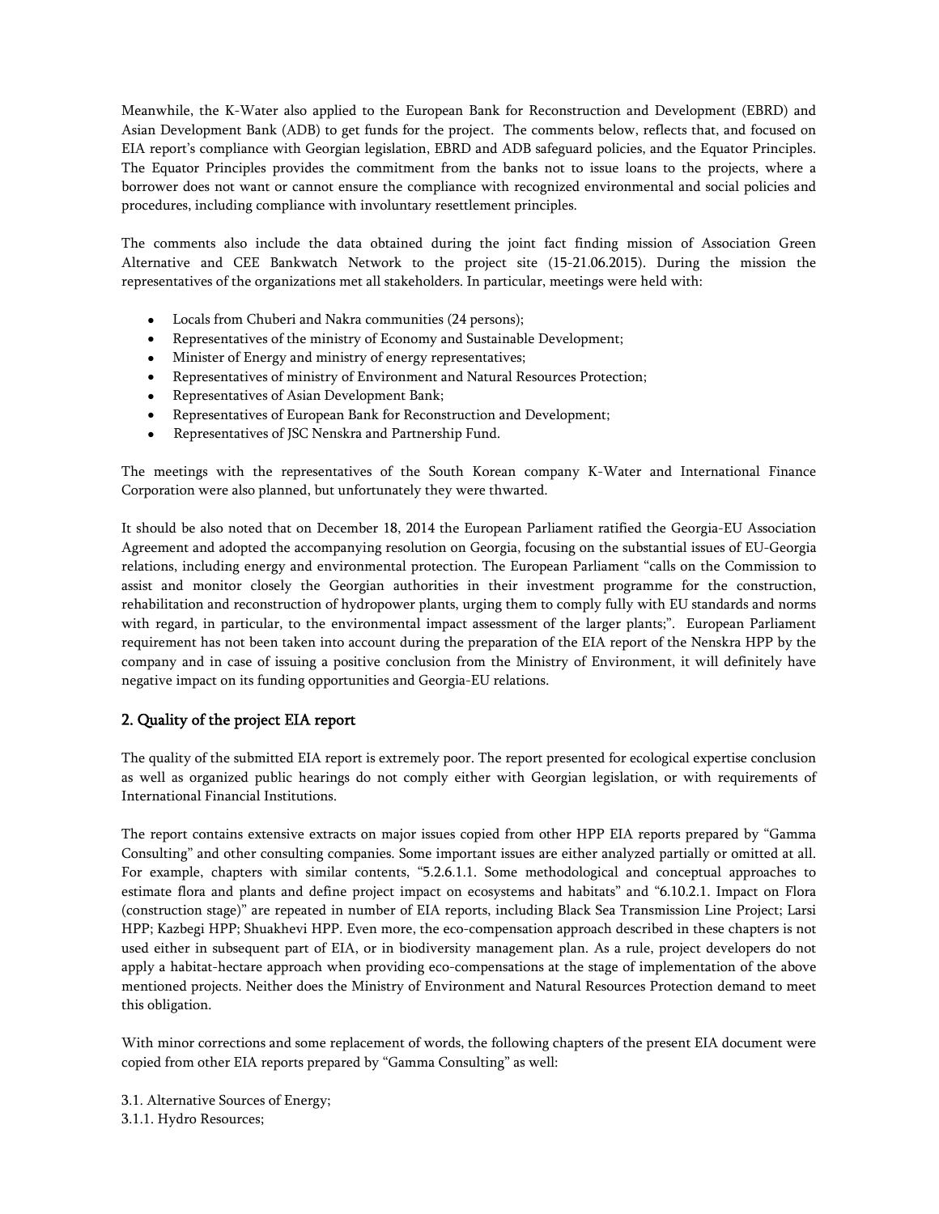Meanwhile, the K-Water also applied to the European Bank for Reconstruction and Development (EBRD) and Asian Development Bank (ADB) to get funds for the project. The comments below, reflects that, and focused on EIA report's compliance with Georgian legislation, EBRD and ADB safeguard policies, and the Equator Principles. The Equator Principles provides the commitment from the banks not to issue loans to the projects, where a borrower does not want or cannot ensure the compliance with recognized environmental and social policies and procedures, including compliance with involuntary resettlement principles.

The comments also include the data obtained during the joint fact finding mission of Association Green Alternative and CEE Bankwatch Network to the project site (15-21.06.2015). During the mission the representatives of the organizations met all stakeholders. In particular, meetings were held with:

- Locals from Chuberi and Nakra communities (24 persons);
- Representatives of the ministry of Economy and Sustainable Development;
- Minister of Energy and ministry of energy representatives;
- Representatives of ministry of Environment and Natural Resources Protection;
- Representatives of Asian Development Bank;
- Representatives of European Bank for Reconstruction and Development;
- Representatives of JSC Nenskra and Partnership Fund.

The meetings with the representatives of the South Korean company K-Water and International Finance Corporation were also planned, but unfortunately they were thwarted.

It should be also noted that on December 18, 2014 the European Parliament ratified the Georgia-EU Association Agreement and adopted the accompanying resolution on Georgia, focusing on the substantial issues of EU-Georgia relations, including energy and environmental protection. The European Parliament "calls on the Commission to assist and monitor closely the Georgian authorities in their investment programme for the construction, rehabilitation and reconstruction of hydropower plants, urging them to comply fully with EU standards and norms with regard, in particular, to the environmental impact assessment of the larger plants;". European Parliament requirement has not been taken into account during the preparation of the EIA report of the Nenskra HPP by the company and in case of issuing a positive conclusion from the Ministry of Environment, it will definitely have negative impact on its funding opportunities and Georgia-EU relations.

## 2. Quality of the project EIA report

The quality of the submitted EIA report is extremely poor. The report presented for ecological expertise conclusion as well as organized public hearings do not comply either with Georgian legislation, or with requirements of International Financial Institutions.

The report contains extensive extracts on major issues copied from other HPP EIA reports prepared by "Gamma Consulting" and other consulting companies. Some important issues are either analyzed partially or omitted at all. For example, chapters with similar contents, "5.2.6.1.1. Some methodological and conceptual approaches to estimate flora and plants and define project impact on ecosystems and habitats" and "6.10.2.1. Impact on Flora (construction stage)" are repeated in number of EIA reports, including Black Sea Transmission Line Project; Larsi HPP; Kazbegi HPP; Shuakhevi HPP. Even more, the eco-compensation approach described in these chapters is not used either in subsequent part of EIA, or in biodiversity management plan. As a rule, project developers do not apply a habitat-hectare approach when providing eco-compensations at the stage of implementation of the above mentioned projects. Neither does the Ministry of Environment and Natural Resources Protection demand to meet this obligation.

With minor corrections and some replacement of words, the following chapters of the present EIA document were copied from other EIA reports prepared by "Gamma Consulting" as well:

3.1. Alternative Sources of Energy;
3.1.1. Hydro Resources;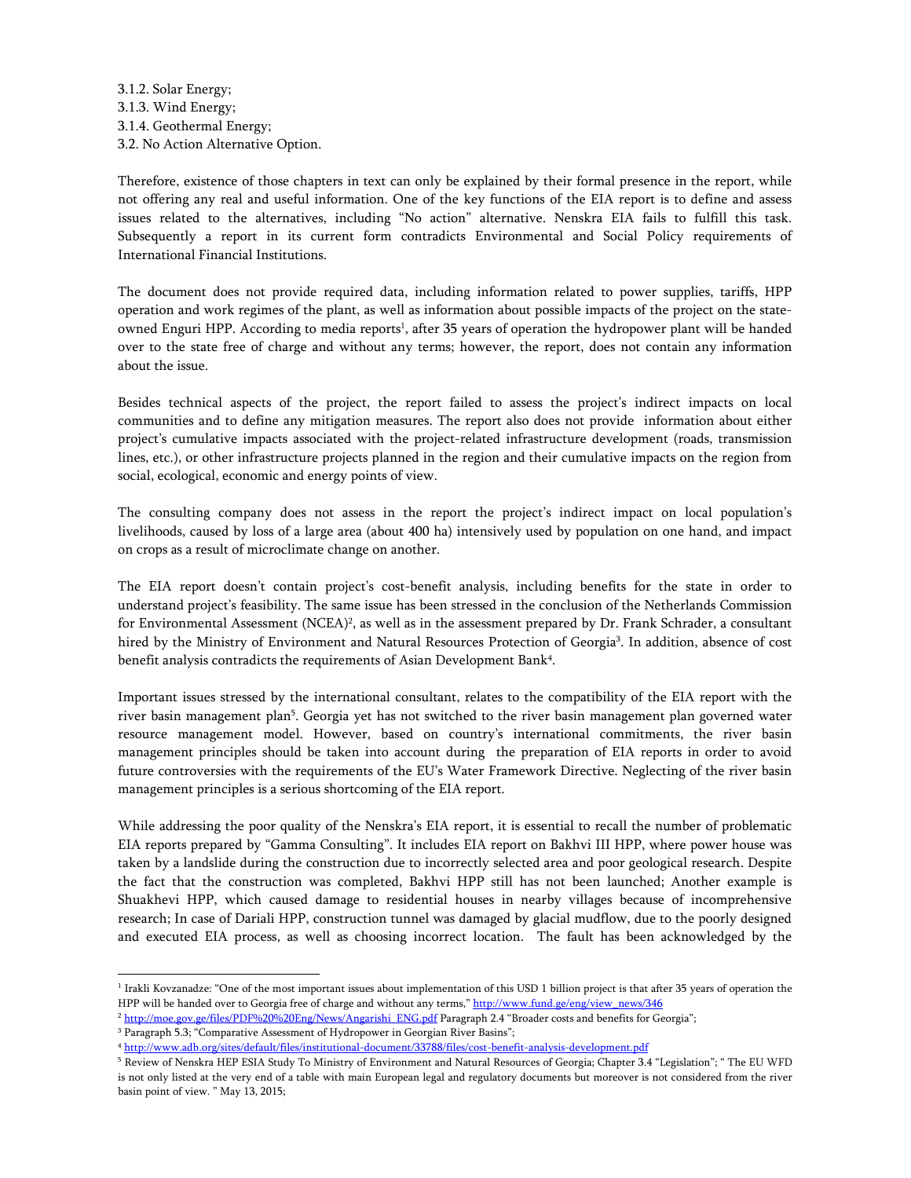3.1.2. Solar Energy;
3.1.3. Wind Energy;
3.1.4. Geothermal Energy;
3.2. No Action Alternative Option.

Therefore, existence of those chapters in text can only be explained by their formal presence in the report, while not offering any real and useful information. One of the key functions of the EIA report is to define and assess issues related to the alternatives, including "No action" alternative. Nenskra EIA fails to fulfill this task. Subsequently a report in its current form contradicts Environmental and Social Policy requirements of International Financial Institutions.

The document does not provide required data, including information related to power supplies, tariffs, HPP operation and work regimes of the plant, as well as information about possible impacts of the project on the state-owned Enguri HPP. According to media reports[1], after 35 years of operation the hydropower plant will be handed over to the state free of charge and without any terms; however, the report, does not contain any information about the issue.

Besides technical aspects of the project, the report failed to assess the project's indirect impacts on local communities and to define any mitigation measures. The report also does not provide information about either project's cumulative impacts associated with the project-related infrastructure development (roads, transmission lines, etc.), or other infrastructure projects planned in the region and their cumulative impacts on the region from social, ecological, economic and energy points of view.

The consulting company does not assess in the report the project's indirect impact on local population's livelihoods, caused by loss of a large area (about 400 ha) intensively used by population on one hand, and impact on crops as a result of microclimate change on another.

The EIA report doesn't contain project's cost-benefit analysis, including benefits for the state in order to understand project's feasibility. The same issue has been stressed in the conclusion of the Netherlands Commission for Environmental Assessment (NCEA)[2], as well as in the assessment prepared by Dr. Frank Schrader, a consultant hired by the Ministry of Environment and Natural Resources Protection of Georgia[3]. In addition, absence of cost benefit analysis contradicts the requirements of Asian Development Bank[4].

Important issues stressed by the international consultant, relates to the compatibility of the EIA report with the river basin management plan[5]. Georgia yet has not switched to the river basin management plan governed water resource management model. However, based on country's international commitments, the river basin management principles should be taken into account during the preparation of EIA reports in order to avoid future controversies with the requirements of the EU's Water Framework Directive. Neglecting of the river basin management principles is a serious shortcoming of the EIA report.

While addressing the poor quality of the Nenskra's EIA report, it is essential to recall the number of problematic EIA reports prepared by "Gamma Consulting". It includes EIA report on Bakhvi III HPP, where power house was taken by a landslide during the construction due to incorrectly selected area and poor geological research. Despite the fact that the construction was completed, Bakhvi HPP still has not been launched; Another example is Shuakhevi HPP, which caused damage to residential houses in nearby villages because of incomprehensive research; In case of Dariali HPP, construction tunnel was damaged by glacial mudflow, due to the poorly designed and executed EIA process, as well as choosing incorrect location. The fault has been acknowledged by the

---

[1] Irakli Kovzanadze: "One of the most important issues about implementation of this USD 1 billion project is that after 35 years of operation the HPP will be handed over to Georgia free of charge and without any terms," http://www.fund.ge/eng/view_news/346

[2] http://moe.gov.ge/files/PDF%20%20Eng/News/Angarishi_ENG.pdf Paragraph 2.4 "Broader costs and benefits for Georgia";

[3] Paragraph 5.3; "Comparative Assessment of Hydropower in Georgian River Basins";

[4] http://www.adb.org/sites/default/files/institutional-document/33788/files/cost-benefit-analysis-development.pdf

[5] Review of Nenskra HEP ESIA Study To Ministry of Environment and Natural Resources of Georgia; Chapter 3.4 "Legislation"; " The EU WFD is not only listed at the very end of a table with main European legal and regulatory documents but moreover is not considered from the river basin point of view. " May 13, 2015;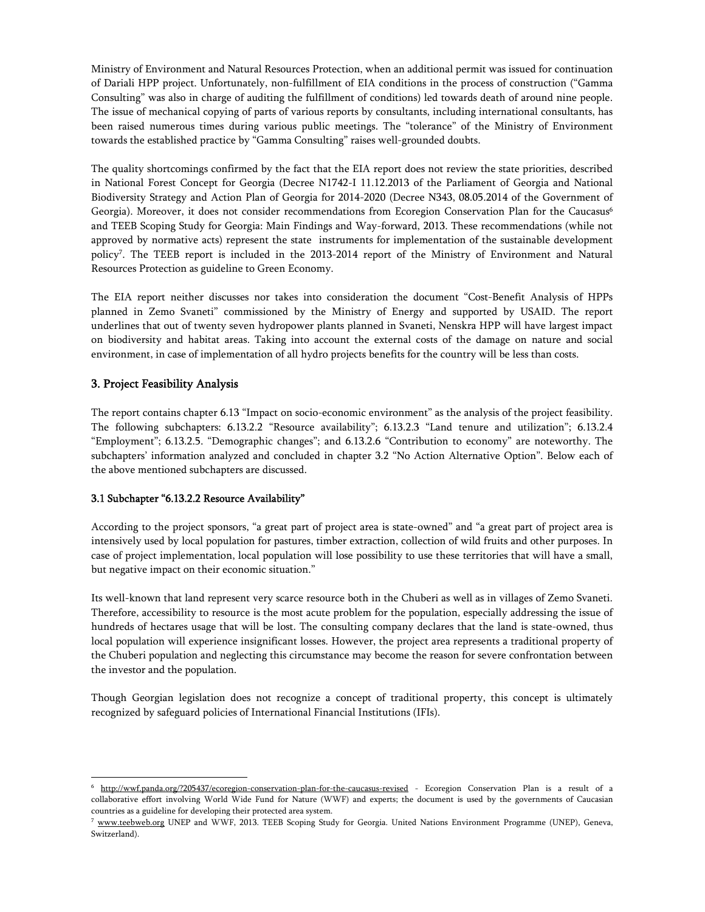Ministry of Environment and Natural Resources Protection, when an additional permit was issued for continuation of Dariali HPP project. Unfortunately, non-fulfillment of EIA conditions in the process of construction ("Gamma Consulting" was also in charge of auditing the fulfillment of conditions) led towards death of around nine people. The issue of mechanical copying of parts of various reports by consultants, including international consultants, has been raised numerous times during various public meetings. The "tolerance" of the Ministry of Environment towards the established practice by "Gamma Consulting" raises well-grounded doubts.

The quality shortcomings confirmed by the fact that the EIA report does not review the state priorities, described in National Forest Concept for Georgia (Decree N1742-I 11.12.2013 of the Parliament of Georgia and National Biodiversity Strategy and Action Plan of Georgia for 2014-2020 (Decree N343, 08.05.2014 of the Government of Georgia). Moreover, it does not consider recommendations from Ecoregion Conservation Plan for the Caucasus[6] and TEEB Scoping Study for Georgia: Main Findings and Way-forward, 2013. These recommendations (while not approved by normative acts) represent the state instruments for implementation of the sustainable development policy[7]. The TEEB report is included in the 2013-2014 report of the Ministry of Environment and Natural Resources Protection as guideline to Green Economy.

The EIA report neither discusses nor takes into consideration the document "Cost-Benefit Analysis of HPPs planned in Zemo Svaneti" commissioned by the Ministry of Energy and supported by USAID. The report underlines that out of twenty seven hydropower plants planned in Svaneti, Nenskra HPP will have largest impact on biodiversity and habitat areas. Taking into account the external costs of the damage on nature and social environment, in case of implementation of all hydro projects benefits for the country will be less than costs.

## 3. Project Feasibility Analysis

The report contains chapter 6.13 "Impact on socio-economic environment" as the analysis of the project feasibility. The following subchapters: 6.13.2.2 "Resource availability"; 6.13.2.3 "Land tenure and utilization"; 6.13.2.4 "Employment"; 6.13.2.5. "Demographic changes"; and 6.13.2.6 "Contribution to economy" are noteworthy. The subchapters' information analyzed and concluded in chapter 3.2 "No Action Alternative Option". Below each of the above mentioned subchapters are discussed.

### 3.1 Subchapter "6.13.2.2 Resource Availability"

According to the project sponsors, "a great part of project area is state-owned" and "a great part of project area is intensively used by local population for pastures, timber extraction, collection of wild fruits and other purposes. In case of project implementation, local population will lose possibility to use these territories that will have a small, but negative impact on their economic situation."

Its well-known that land represent very scarce resource both in the Chuberi as well as in villages of Zemo Svaneti. Therefore, accessibility to resource is the most acute problem for the population, especially addressing the issue of hundreds of hectares usage that will be lost. The consulting company declares that the land is state-owned, thus local population will experience insignificant losses. However, the project area represents a traditional property of the Chuberi population and neglecting this circumstance may become the reason for severe confrontation between the investor and the population.

Though Georgian legislation does not recognize a concept of traditional property, this concept is ultimately recognized by safeguard policies of International Financial Institutions (IFIs).

---

[6] http://wwf.panda.org/?205437/ecoregion-conservation-plan-for-the-caucasus-revised - Ecoregion Conservation Plan is a result of a collaborative effort involving World Wide Fund for Nature (WWF) and experts; the document is used by the governments of Caucasian countries as a guideline for developing their protected area system.

[7] www.teebweb.org UNEP and WWF, 2013. TEEB Scoping Study for Georgia. United Nations Environment Programme (UNEP), Geneva, Switzerland).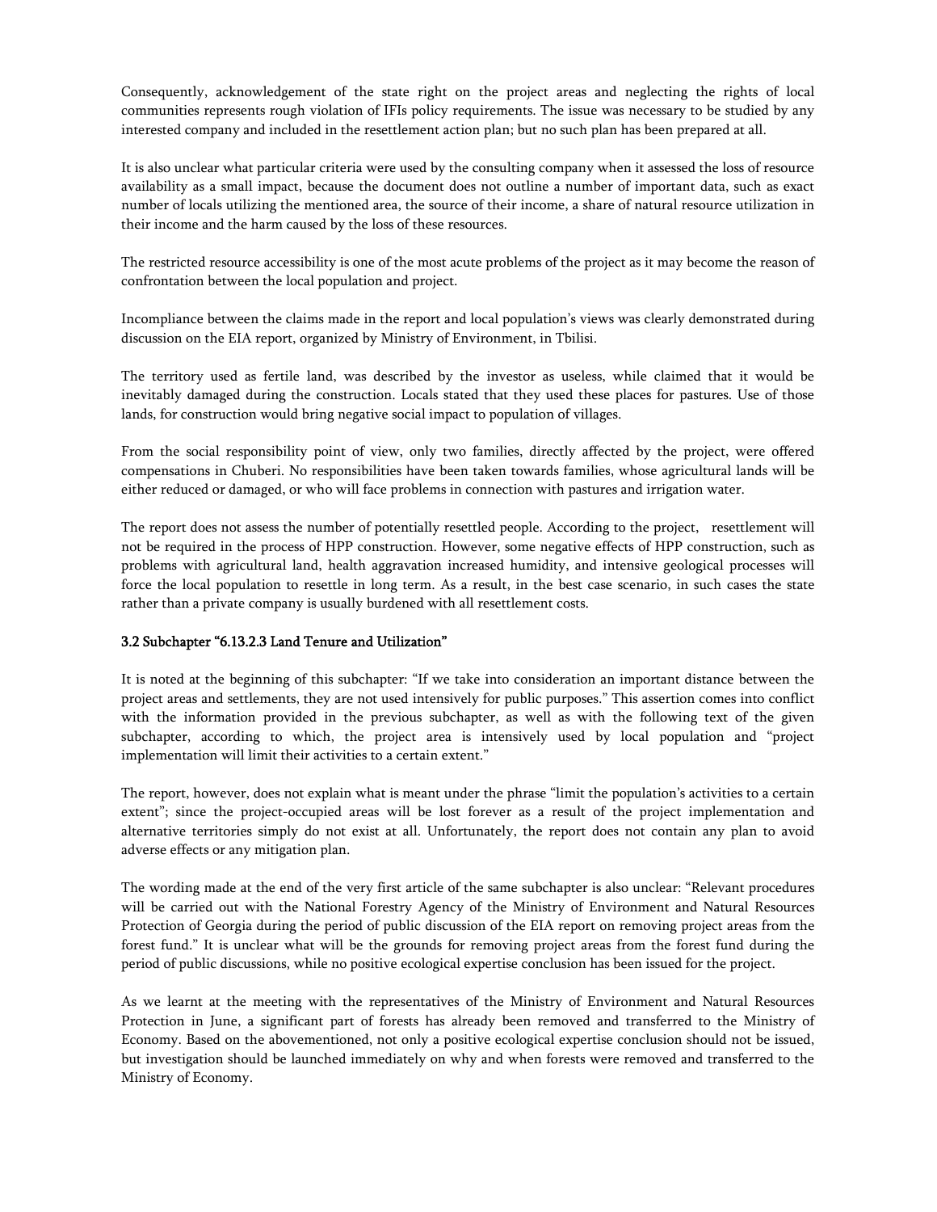Consequently, acknowledgement of the state right on the project areas and neglecting the rights of local communities represents rough violation of IFIs policy requirements. The issue was necessary to be studied by any interested company and included in the resettlement action plan; but no such plan has been prepared at all.

It is also unclear what particular criteria were used by the consulting company when it assessed the loss of resource availability as a small impact, because the document does not outline a number of important data, such as exact number of locals utilizing the mentioned area, the source of their income, a share of natural resource utilization in their income and the harm caused by the loss of these resources.

The restricted resource accessibility is one of the most acute problems of the project as it may become the reason of confrontation between the local population and project.

Incompliance between the claims made in the report and local population's views was clearly demonstrated during discussion on the EIA report, organized by Ministry of Environment, in Tbilisi.

The territory used as fertile land, was described by the investor as useless, while claimed that it would be inevitably damaged during the construction. Locals stated that they used these places for pastures. Use of those lands, for construction would bring negative social impact to population of villages.

From the social responsibility point of view, only two families, directly affected by the project, were offered compensations in Chuberi. No responsibilities have been taken towards families, whose agricultural lands will be either reduced or damaged, or who will face problems in connection with pastures and irrigation water.

The report does not assess the number of potentially resettled people. According to the project, resettlement will not be required in the process of HPP construction. However, some negative effects of HPP construction, such as problems with agricultural land, health aggravation increased humidity, and intensive geological processes will force the local population to resettle in long term. As a result, in the best case scenario, in such cases the state rather than a private company is usually burdened with all resettlement costs.

### 3.2 Subchapter "6.13.2.3 Land Tenure and Utilization"

It is noted at the beginning of this subchapter: "If we take into consideration an important distance between the project areas and settlements, they are not used intensively for public purposes." This assertion comes into conflict with the information provided in the previous subchapter, as well as with the following text of the given subchapter, according to which, the project area is intensively used by local population and "project implementation will limit their activities to a certain extent."

The report, however, does not explain what is meant under the phrase "limit the population's activities to a certain extent"; since the project-occupied areas will be lost forever as a result of the project implementation and alternative territories simply do not exist at all. Unfortunately, the report does not contain any plan to avoid adverse effects or any mitigation plan.

The wording made at the end of the very first article of the same subchapter is also unclear: "Relevant procedures will be carried out with the National Forestry Agency of the Ministry of Environment and Natural Resources Protection of Georgia during the period of public discussion of the EIA report on removing project areas from the forest fund." It is unclear what will be the grounds for removing project areas from the forest fund during the period of public discussions, while no positive ecological expertise conclusion has been issued for the project.

As we learnt at the meeting with the representatives of the Ministry of Environment and Natural Resources Protection in June, a significant part of forests has already been removed and transferred to the Ministry of Economy. Based on the abovementioned, not only a positive ecological expertise conclusion should not be issued, but investigation should be launched immediately on why and when forests were removed and transferred to the Ministry of Economy.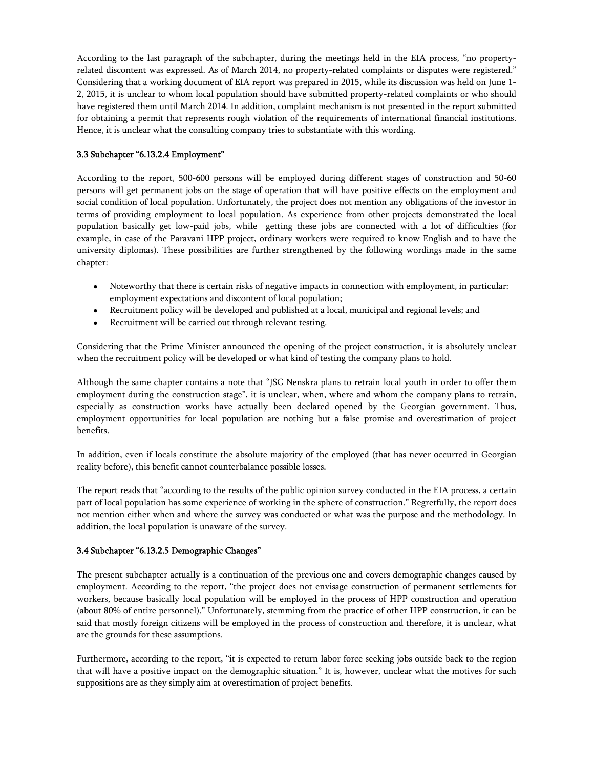According to the last paragraph of the subchapter, during the meetings held in the EIA process, "no property-related discontent was expressed. As of March 2014, no property-related complaints or disputes were registered." Considering that a working document of EIA report was prepared in 2015, while its discussion was held on June 1-2, 2015, it is unclear to whom local population should have submitted property-related complaints or who should have registered them until March 2014. In addition, complaint mechanism is not presented in the report submitted for obtaining a permit that represents rough violation of the requirements of international financial institutions. Hence, it is unclear what the consulting company tries to substantiate with this wording.

### 3.3 Subchapter "6.13.2.4 Employment"

According to the report, 500-600 persons will be employed during different stages of construction and 50-60 persons will get permanent jobs on the stage of operation that will have positive effects on the employment and social condition of local population. Unfortunately, the project does not mention any obligations of the investor in terms of providing employment to local population. As experience from other projects demonstrated the local population basically get low-paid jobs, while getting these jobs are connected with a lot of difficulties (for example, in case of the Paravani HPP project, ordinary workers were required to know English and to have the university diplomas). These possibilities are further strengthened by the following wordings made in the same chapter:

- Noteworthy that there is certain risks of negative impacts in connection with employment, in particular: employment expectations and discontent of local population;
- Recruitment policy will be developed and published at a local, municipal and regional levels; and
- Recruitment will be carried out through relevant testing.

Considering that the Prime Minister announced the opening of the project construction, it is absolutely unclear when the recruitment policy will be developed or what kind of testing the company plans to hold.

Although the same chapter contains a note that "JSC Nenskra plans to retrain local youth in order to offer them employment during the construction stage", it is unclear, when, where and whom the company plans to retrain, especially as construction works have actually been declared opened by the Georgian government. Thus, employment opportunities for local population are nothing but a false promise and overestimation of project benefits.

In addition, even if locals constitute the absolute majority of the employed (that has never occurred in Georgian reality before), this benefit cannot counterbalance possible losses.

The report reads that "according to the results of the public opinion survey conducted in the EIA process, a certain part of local population has some experience of working in the sphere of construction." Regretfully, the report does not mention either when and where the survey was conducted or what was the purpose and the methodology. In addition, the local population is unaware of the survey.

### 3.4 Subchapter "6.13.2.5 Demographic Changes"

The present subchapter actually is a continuation of the previous one and covers demographic changes caused by employment. According to the report, "the project does not envisage construction of permanent settlements for workers, because basically local population will be employed in the process of HPP construction and operation (about 80% of entire personnel)." Unfortunately, stemming from the practice of other HPP construction, it can be said that mostly foreign citizens will be employed in the process of construction and therefore, it is unclear, what are the grounds for these assumptions.

Furthermore, according to the report, "it is expected to return labor force seeking jobs outside back to the region that will have a positive impact on the demographic situation." It is, however, unclear what the motives for such suppositions are as they simply aim at overestimation of project benefits.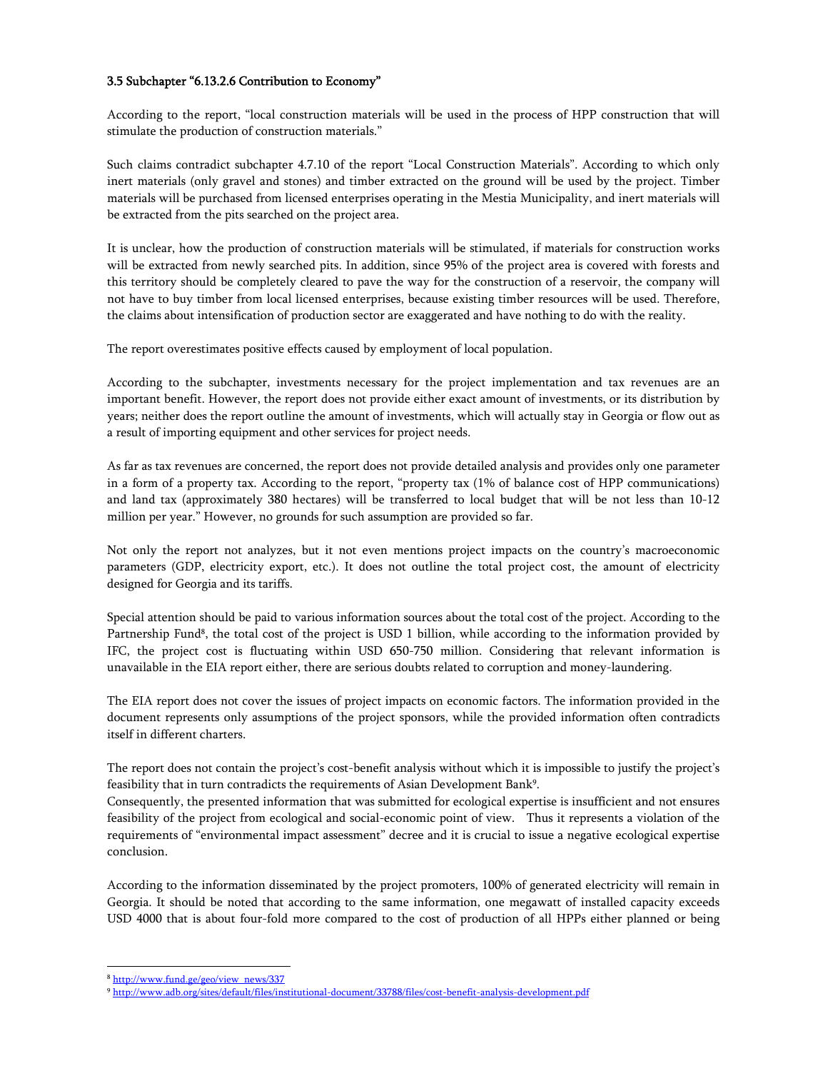### 3.5 Subchapter "6.13.2.6 Contribution to Economy"

According to the report, "local construction materials will be used in the process of HPP construction that will stimulate the production of construction materials."

Such claims contradict subchapter 4.7.10 of the report "Local Construction Materials". According to which only inert materials (only gravel and stones) and timber extracted on the ground will be used by the project. Timber materials will be purchased from licensed enterprises operating in the Mestia Municipality, and inert materials will be extracted from the pits searched on the project area.

It is unclear, how the production of construction materials will be stimulated, if materials for construction works will be extracted from newly searched pits. In addition, since 95% of the project area is covered with forests and this territory should be completely cleared to pave the way for the construction of a reservoir, the company will not have to buy timber from local licensed enterprises, because existing timber resources will be used. Therefore, the claims about intensification of production sector are exaggerated and have nothing to do with the reality.

The report overestimates positive effects caused by employment of local population.

According to the subchapter, investments necessary for the project implementation and tax revenues are an important benefit. However, the report does not provide either exact amount of investments, or its distribution by years; neither does the report outline the amount of investments, which will actually stay in Georgia or flow out as a result of importing equipment and other services for project needs.

As far as tax revenues are concerned, the report does not provide detailed analysis and provides only one parameter in a form of a property tax. According to the report, "property tax (1% of balance cost of HPP communications) and land tax (approximately 380 hectares) will be transferred to local budget that will be not less than 10-12 million per year." However, no grounds for such assumption are provided so far.

Not only the report not analyzes, but it not even mentions project impacts on the country's macroeconomic parameters (GDP, electricity export, etc.). It does not outline the total project cost, the amount of electricity designed for Georgia and its tariffs.

Special attention should be paid to various information sources about the total cost of the project. According to the Partnership Fund[8], the total cost of the project is USD 1 billion, while according to the information provided by IFC, the project cost is fluctuating within USD 650-750 million. Considering that relevant information is unavailable in the EIA report either, there are serious doubts related to corruption and money-laundering.

The EIA report does not cover the issues of project impacts on economic factors. The information provided in the document represents only assumptions of the project sponsors, while the provided information often contradicts itself in different charters.

The report does not contain the project's cost-benefit analysis without which it is impossible to justify the project's feasibility that in turn contradicts the requirements of Asian Development Bank[9].
Consequently, the presented information that was submitted for ecological expertise is insufficient and not ensures feasibility of the project from ecological and social-economic point of view. Thus it represents a violation of the requirements of "environmental impact assessment" decree and it is crucial to issue a negative ecological expertise conclusion.

According to the information disseminated by the project promoters, 100% of generated electricity will remain in Georgia. It should be noted that according to the same information, one megawatt of installed capacity exceeds USD 4000 that is about four-fold more compared to the cost of production of all HPPs either planned or being

---

[8] http://www.fund.ge/geo/view_news/337

[9] http://www.adb.org/sites/default/files/institutional-document/33788/files/cost-benefit-analysis-development.pdf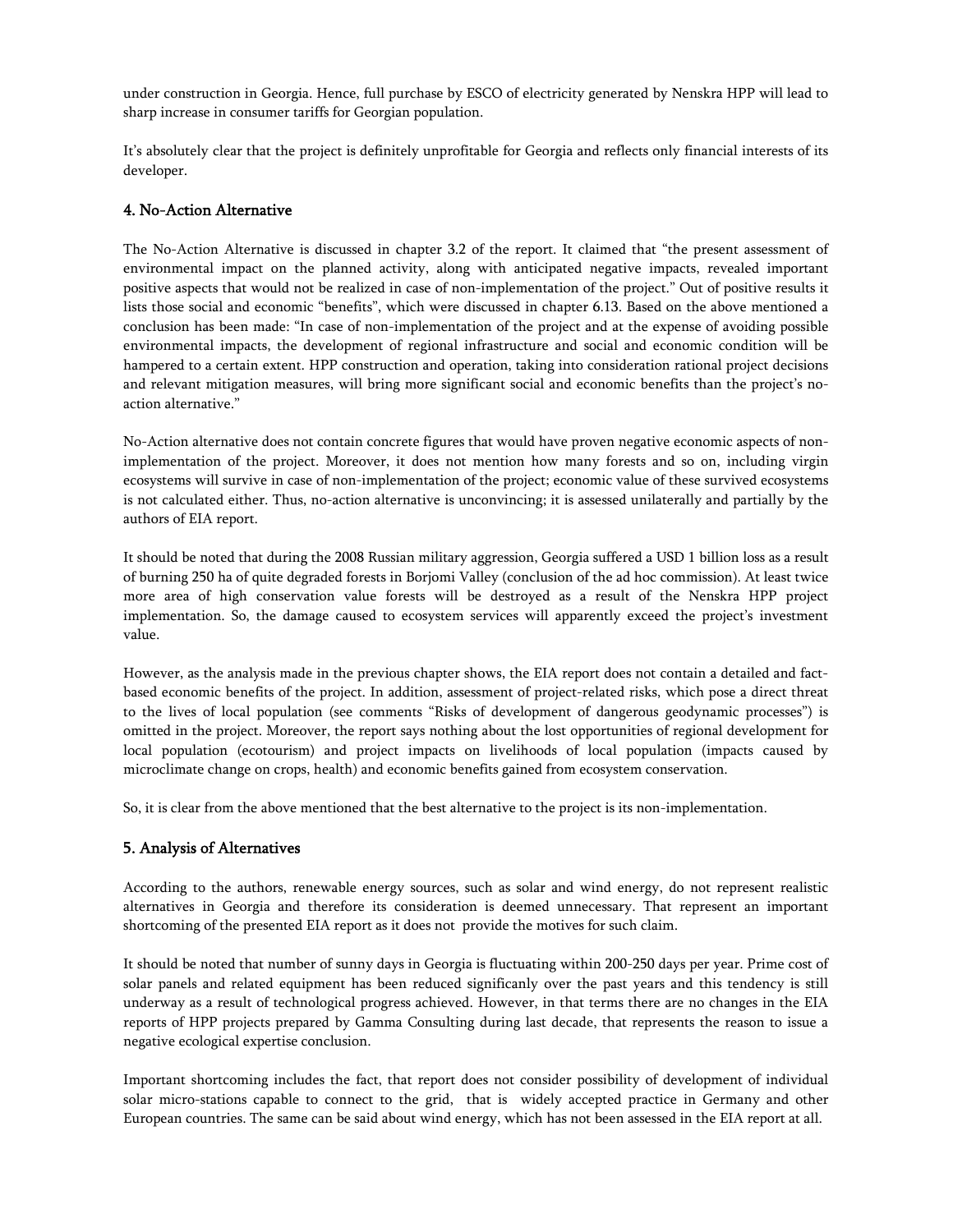under construction in Georgia. Hence, full purchase by ESCO of electricity generated by Nenskra HPP will lead to sharp increase in consumer tariffs for Georgian population.

It's absolutely clear that the project is definitely unprofitable for Georgia and reflects only financial interests of its developer.

## 4. No-Action Alternative

The No-Action Alternative is discussed in chapter 3.2 of the report. It claimed that "the present assessment of environmental impact on the planned activity, along with anticipated negative impacts, revealed important positive aspects that would not be realized in case of non-implementation of the project." Out of positive results it lists those social and economic "benefits", which were discussed in chapter 6.13. Based on the above mentioned a conclusion has been made: "In case of non-implementation of the project and at the expense of avoiding possible environmental impacts, the development of regional infrastructure and social and economic condition will be hampered to a certain extent. HPP construction and operation, taking into consideration rational project decisions and relevant mitigation measures, will bring more significant social and economic benefits than the project's no-action alternative."

No-Action alternative does not contain concrete figures that would have proven negative economic aspects of non-implementation of the project. Moreover, it does not mention how many forests and so on, including virgin ecosystems will survive in case of non-implementation of the project; economic value of these survived ecosystems is not calculated either. Thus, no-action alternative is unconvincing; it is assessed unilaterally and partially by the authors of EIA report.

It should be noted that during the 2008 Russian military aggression, Georgia suffered a USD 1 billion loss as a result of burning 250 ha of quite degraded forests in Borjomi Valley (conclusion of the ad hoc commission). At least twice more area of high conservation value forests will be destroyed as a result of the Nenskra HPP project implementation. So, the damage caused to ecosystem services will apparently exceed the project's investment value.

However, as the analysis made in the previous chapter shows, the EIA report does not contain a detailed and fact-based economic benefits of the project. In addition, assessment of project-related risks, which pose a direct threat to the lives of local population (see comments "Risks of development of dangerous geodynamic processes") is omitted in the project. Moreover, the report says nothing about the lost opportunities of regional development for local population (ecotourism) and project impacts on livelihoods of local population (impacts caused by microclimate change on crops, health) and economic benefits gained from ecosystem conservation.

So, it is clear from the above mentioned that the best alternative to the project is its non-implementation.

## 5. Analysis of Alternatives

According to the authors, renewable energy sources, such as solar and wind energy, do not represent realistic alternatives in Georgia and therefore its consideration is deemed unnecessary. That represent an important shortcoming of the presented EIA report as it does not provide the motives for such claim.

It should be noted that number of sunny days in Georgia is fluctuating within 200-250 days per year. Prime cost of solar panels and related equipment has been reduced significanly over the past years and this tendency is still underway as a result of technological progress achieved. However, in that terms there are no changes in the EIA reports of HPP projects prepared by Gamma Consulting during last decade, that represents the reason to issue a negative ecological expertise conclusion.

Important shortcoming includes the fact, that report does not consider possibility of development of individual solar micro-stations capable to connect to the grid, that is widely accepted practice in Germany and other European countries. The same can be said about wind energy, which has not been assessed in the EIA report at all.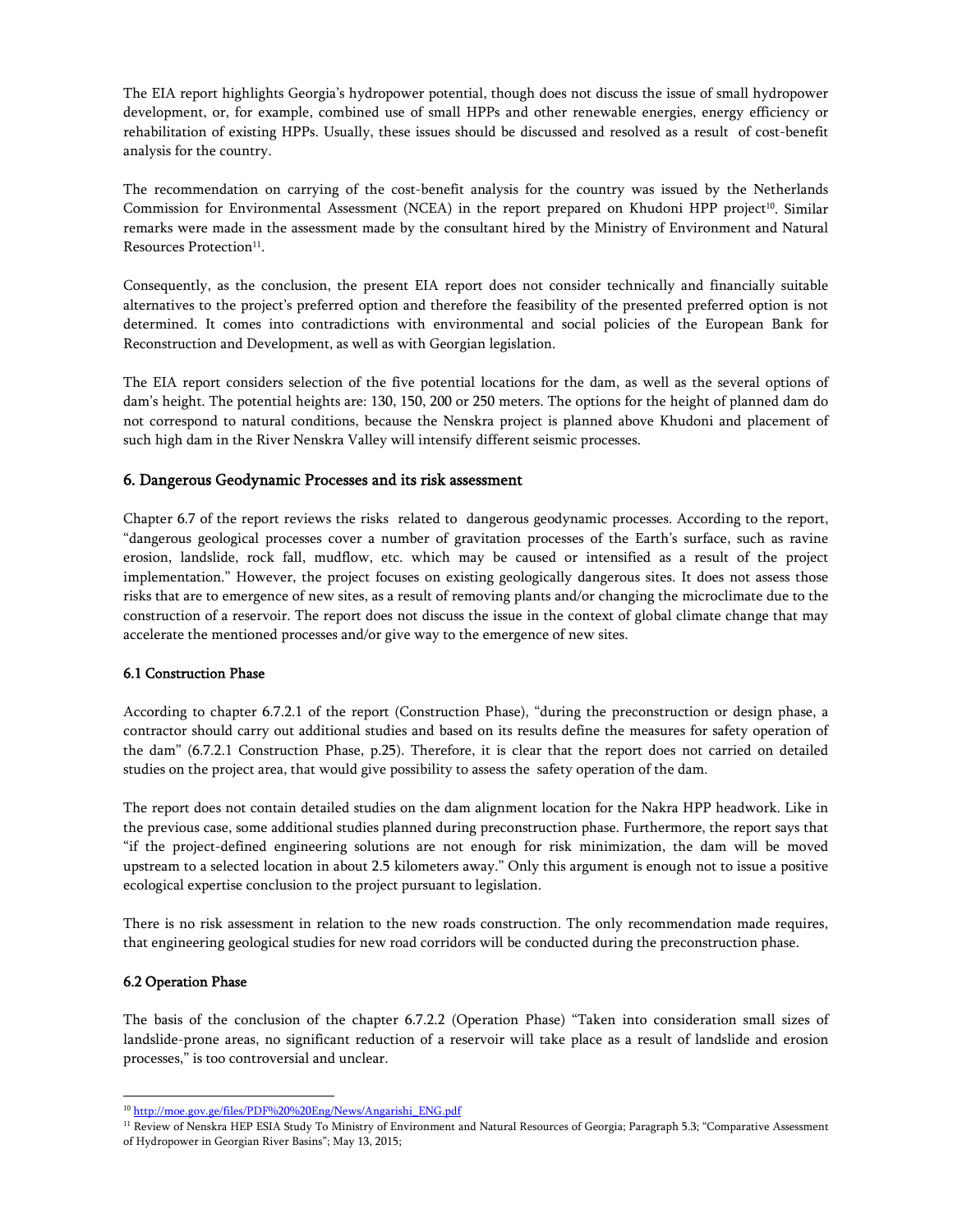The EIA report highlights Georgia's hydropower potential, though does not discuss the issue of small hydropower development, or, for example, combined use of small HPPs and other renewable energies, energy efficiency or rehabilitation of existing HPPs. Usually, these issues should be discussed and resolved as a result of cost-benefit analysis for the country.

The recommendation on carrying of the cost-benefit analysis for the country was issued by the Netherlands Commission for Environmental Assessment (NCEA) in the report prepared on Khudoni HPP project[10]. Similar remarks were made in the assessment made by the consultant hired by the Ministry of Environment and Natural Resources Protection[11].

Consequently, as the conclusion, the present EIA report does not consider technically and financially suitable alternatives to the project's preferred option and therefore the feasibility of the presented preferred option is not determined. It comes into contradictions with environmental and social policies of the European Bank for Reconstruction and Development, as well as with Georgian legislation.

The EIA report considers selection of the five potential locations for the dam, as well as the several options of dam's height. The potential heights are: 130, 150, 200 or 250 meters. The options for the height of planned dam do not correspond to natural conditions, because the Nenskra project is planned above Khudoni and placement of such high dam in the River Nenskra Valley will intensify different seismic processes.

## 6. Dangerous Geodynamic Processes and its risk assessment

Chapter 6.7 of the report reviews the risks related to dangerous geodynamic processes. According to the report, "dangerous geological processes cover a number of gravitation processes of the Earth's surface, such as ravine erosion, landslide, rock fall, mudflow, etc. which may be caused or intensified as a result of the project implementation." However, the project focuses on existing geologically dangerous sites. It does not assess those risks that are to emergence of new sites, as a result of removing plants and/or changing the microclimate due to the construction of a reservoir. The report does not discuss the issue in the context of global climate change that may accelerate the mentioned processes and/or give way to the emergence of new sites.

### 6.1 Construction Phase

According to chapter 6.7.2.1 of the report (Construction Phase), "during the preconstruction or design phase, a contractor should carry out additional studies and based on its results define the measures for safety operation of the dam" (6.7.2.1 Construction Phase, p.25). Therefore, it is clear that the report does not carried on detailed studies on the project area, that would give possibility to assess the safety operation of the dam.

The report does not contain detailed studies on the dam alignment location for the Nakra HPP headwork. Like in the previous case, some additional studies planned during preconstruction phase. Furthermore, the report says that "if the project-defined engineering solutions are not enough for risk minimization, the dam will be moved upstream to a selected location in about 2.5 kilometers away." Only this argument is enough not to issue a positive ecological expertise conclusion to the project pursuant to legislation.

There is no risk assessment in relation to the new roads construction. The only recommendation made requires, that engineering geological studies for new road corridors will be conducted during the preconstruction phase.

### 6.2 Operation Phase

The basis of the conclusion of the chapter 6.7.2.2 (Operation Phase) "Taken into consideration small sizes of landslide-prone areas, no significant reduction of a reservoir will take place as a result of landslide and erosion processes," is too controversial and unclear.

---

[10] http://moe.gov.ge/files/PDF%20%20Eng/News/Angarishi_ENG.pdf

[11] Review of Nenskra HEP ESIA Study To Ministry of Environment and Natural Resources of Georgia; Paragraph 5.3; "Comparative Assessment of Hydropower in Georgian River Basins"; May 13, 2015;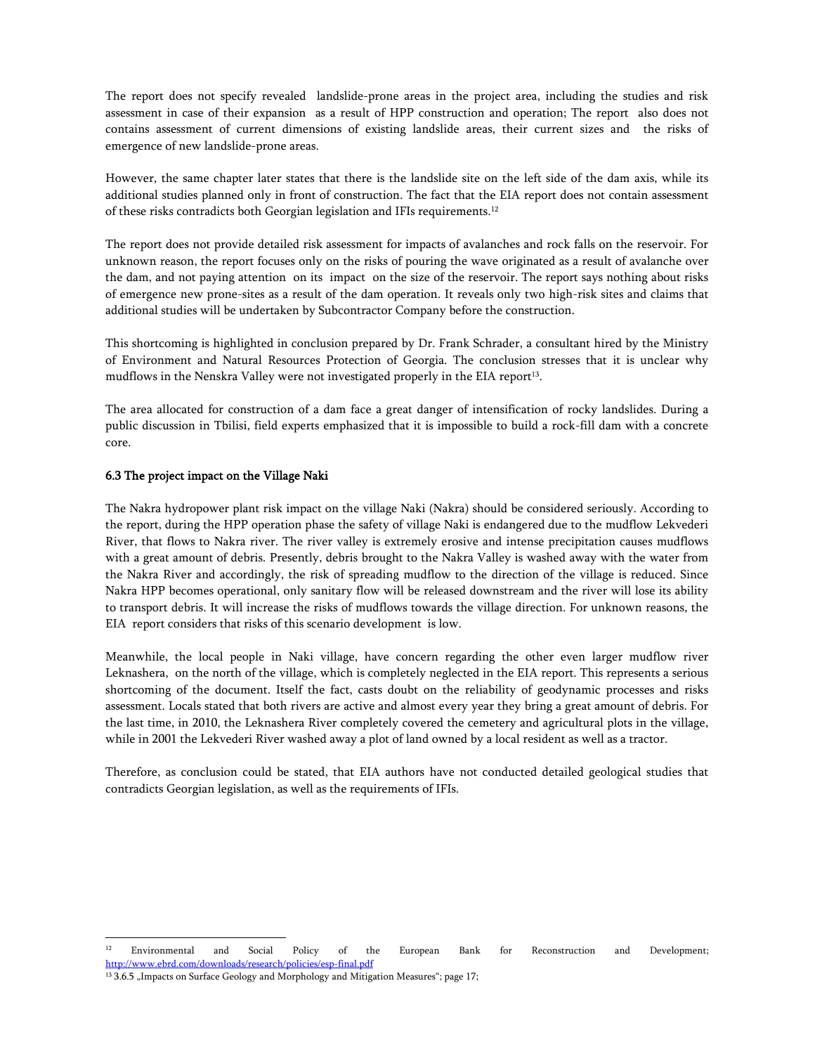The report does not specify revealed landslide-prone areas in the project area, including the studies and risk assessment in case of their expansion as a result of HPP construction and operation; The report also does not contains assessment of current dimensions of existing landslide areas, their current sizes and the risks of emergence of new landslide-prone areas.

However, the same chapter later states that there is the landslide site on the left side of the dam axis, while its additional studies planned only in front of construction. The fact that the EIA report does not contain assessment of these risks contradicts both Georgian legislation and IFIs requirements.[12]

The report does not provide detailed risk assessment for impacts of avalanches and rock falls on the reservoir. For unknown reason, the report focuses only on the risks of pouring the wave originated as a result of avalanche over the dam, and not paying attention on its impact on the size of the reservoir. The report says nothing about risks of emergence new prone-sites as a result of the dam operation. It reveals only two high-risk sites and claims that additional studies will be undertaken by Subcontractor Company before the construction.

This shortcoming is highlighted in conclusion prepared by Dr. Frank Schrader, a consultant hired by the Ministry of Environment and Natural Resources Protection of Georgia. The conclusion stresses that it is unclear why mudflows in the Nenskra Valley were not investigated properly in the EIA report[13].

The area allocated for construction of a dam face a great danger of intensification of rocky landslides. During a public discussion in Tbilisi, field experts emphasized that it is impossible to build a rock-fill dam with a concrete core.

### 6.3 The project impact on the Village Naki

The Nakra hydropower plant risk impact on the village Naki (Nakra) should be considered seriously. According to the report, during the HPP operation phase the safety of village Naki is endangered due to the mudflow Lekvederi River, that flows to Nakra river. The river valley is extremely erosive and intense precipitation causes mudflows with a great amount of debris. Presently, debris brought to the Nakra Valley is washed away with the water from the Nakra River and accordingly, the risk of spreading mudflow to the direction of the village is reduced. Since Nakra HPP becomes operational, only sanitary flow will be released downstream and the river will lose its ability to transport debris. It will increase the risks of mudflows towards the village direction. For unknown reasons, the EIA report considers that risks of this scenario development is low.

Meanwhile, the local people in Naki village, have concern regarding the other even larger mudflow river Leknashera, on the north of the village, which is completely neglected in the EIA report. This represents a serious shortcoming of the document. Itself the fact, casts doubt on the reliability of geodynamic processes and risks assessment. Locals stated that both rivers are active and almost every year they bring a great amount of debris. For the last time, in 2010, the Leknashera River completely covered the cemetery and agricultural plots in the village, while in 2001 the Lekvederi River washed away a plot of land owned by a local resident as well as a tractor.

Therefore, as conclusion could be stated, that EIA authors have not conducted detailed geological studies that contradicts Georgian legislation, as well as the requirements of IFIs.

---

[12] Environmental and Social Policy of the European Bank for Reconstruction and Development; http://www.ebrd.com/downloads/research/policies/esp-final.pdf

[13] 3.6.5 „Impacts on Surface Geology and Morphology and Mitigation Measures"; page 17;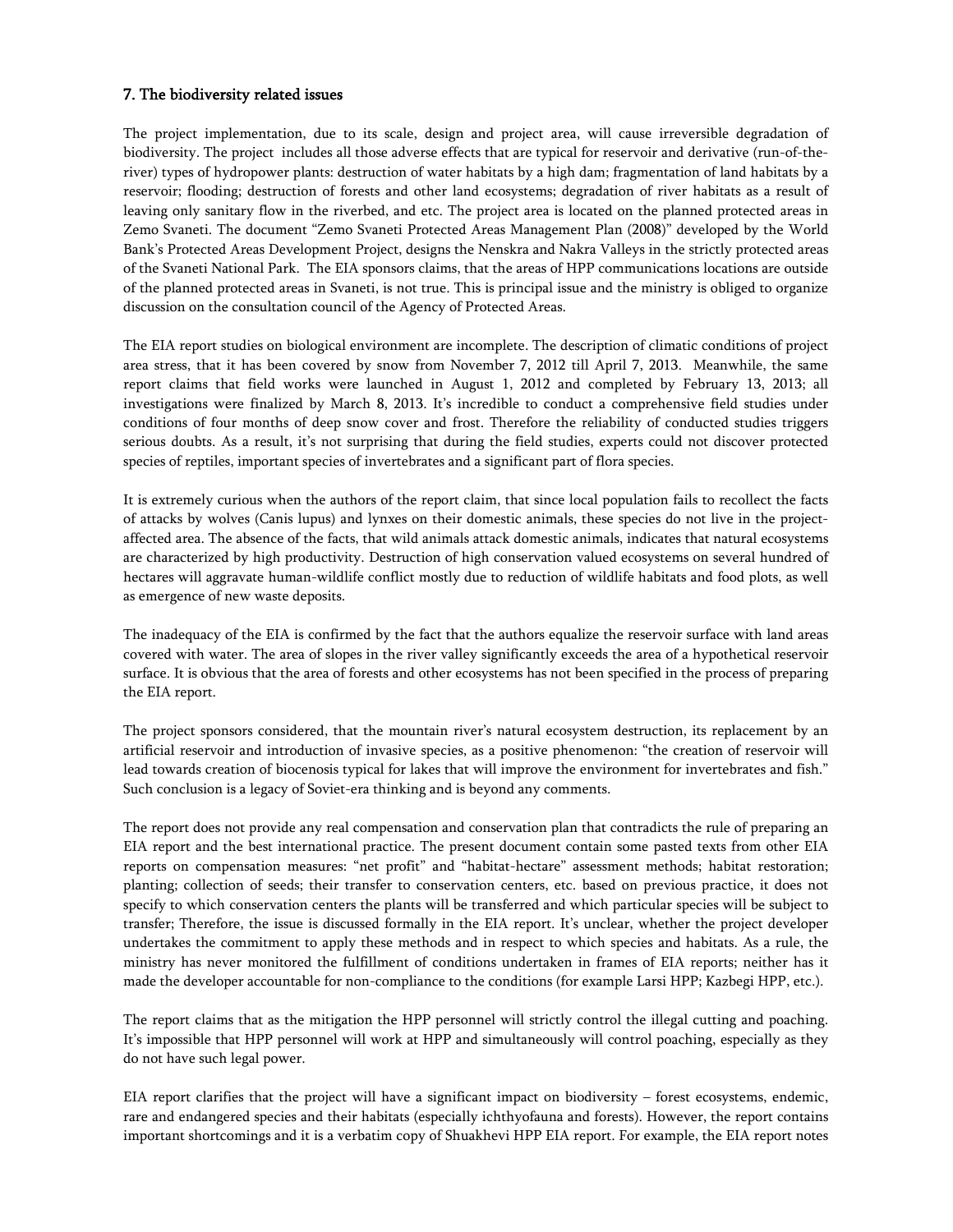## 7. The biodiversity related issues

The project implementation, due to its scale, design and project area, will cause irreversible degradation of biodiversity. The project includes all those adverse effects that are typical for reservoir and derivative (run-of-the-river) types of hydropower plants: destruction of water habitats by a high dam; fragmentation of land habitats by a reservoir; flooding; destruction of forests and other land ecosystems; degradation of river habitats as a result of leaving only sanitary flow in the riverbed, and etc. The project area is located on the planned protected areas in Zemo Svaneti. The document "Zemo Svaneti Protected Areas Management Plan (2008)" developed by the World Bank's Protected Areas Development Project, designs the Nenskra and Nakra Valleys in the strictly protected areas of the Svaneti National Park. The EIA sponsors claims, that the areas of HPP communications locations are outside of the planned protected areas in Svaneti, is not true. This is principal issue and the ministry is obliged to organize discussion on the consultation council of the Agency of Protected Areas.

The EIA report studies on biological environment are incomplete. The description of climatic conditions of project area stress, that it has been covered by snow from November 7, 2012 till April 7, 2013. Meanwhile, the same report claims that field works were launched in August 1, 2012 and completed by February 13, 2013; all investigations were finalized by March 8, 2013. It's incredible to conduct a comprehensive field studies under conditions of four months of deep snow cover and frost. Therefore the reliability of conducted studies triggers serious doubts. As a result, it's not surprising that during the field studies, experts could not discover protected species of reptiles, important species of invertebrates and a significant part of flora species.

It is extremely curious when the authors of the report claim, that since local population fails to recollect the facts of attacks by wolves (Canis lupus) and lynxes on their domestic animals, these species do not live in the project-affected area. The absence of the facts, that wild animals attack domestic animals, indicates that natural ecosystems are characterized by high productivity. Destruction of high conservation valued ecosystems on several hundred of hectares will aggravate human-wildlife conflict mostly due to reduction of wildlife habitats and food plots, as well as emergence of new waste deposits.

The inadequacy of the EIA is confirmed by the fact that the authors equalize the reservoir surface with land areas covered with water. The area of slopes in the river valley significantly exceeds the area of a hypothetical reservoir surface. It is obvious that the area of forests and other ecosystems has not been specified in the process of preparing the EIA report.

The project sponsors considered, that the mountain river's natural ecosystem destruction, its replacement by an artificial reservoir and introduction of invasive species, as a positive phenomenon: "the creation of reservoir will lead towards creation of biocenosis typical for lakes that will improve the environment for invertebrates and fish." Such conclusion is a legacy of Soviet-era thinking and is beyond any comments.

The report does not provide any real compensation and conservation plan that contradicts the rule of preparing an EIA report and the best international practice. The present document contain some pasted texts from other EIA reports on compensation measures: "net profit" and "habitat-hectare" assessment methods; habitat restoration; planting; collection of seeds; their transfer to conservation centers, etc. based on previous practice, it does not specify to which conservation centers the plants will be transferred and which particular species will be subject to transfer; Therefore, the issue is discussed formally in the EIA report. It's unclear, whether the project developer undertakes the commitment to apply these methods and in respect to which species and habitats. As a rule, the ministry has never monitored the fulfillment of conditions undertaken in frames of EIA reports; neither has it made the developer accountable for non-compliance to the conditions (for example Larsi HPP; Kazbegi HPP, etc.).

The report claims that as the mitigation the HPP personnel will strictly control the illegal cutting and poaching. It's impossible that HPP personnel will work at HPP and simultaneously will control poaching, especially as they do not have such legal power.

EIA report clarifies that the project will have a significant impact on biodiversity – forest ecosystems, endemic, rare and endangered species and their habitats (especially ichthyofauna and forests). However, the report contains important shortcomings and it is a verbatim copy of Shuakhevi HPP EIA report. For example, the EIA report notes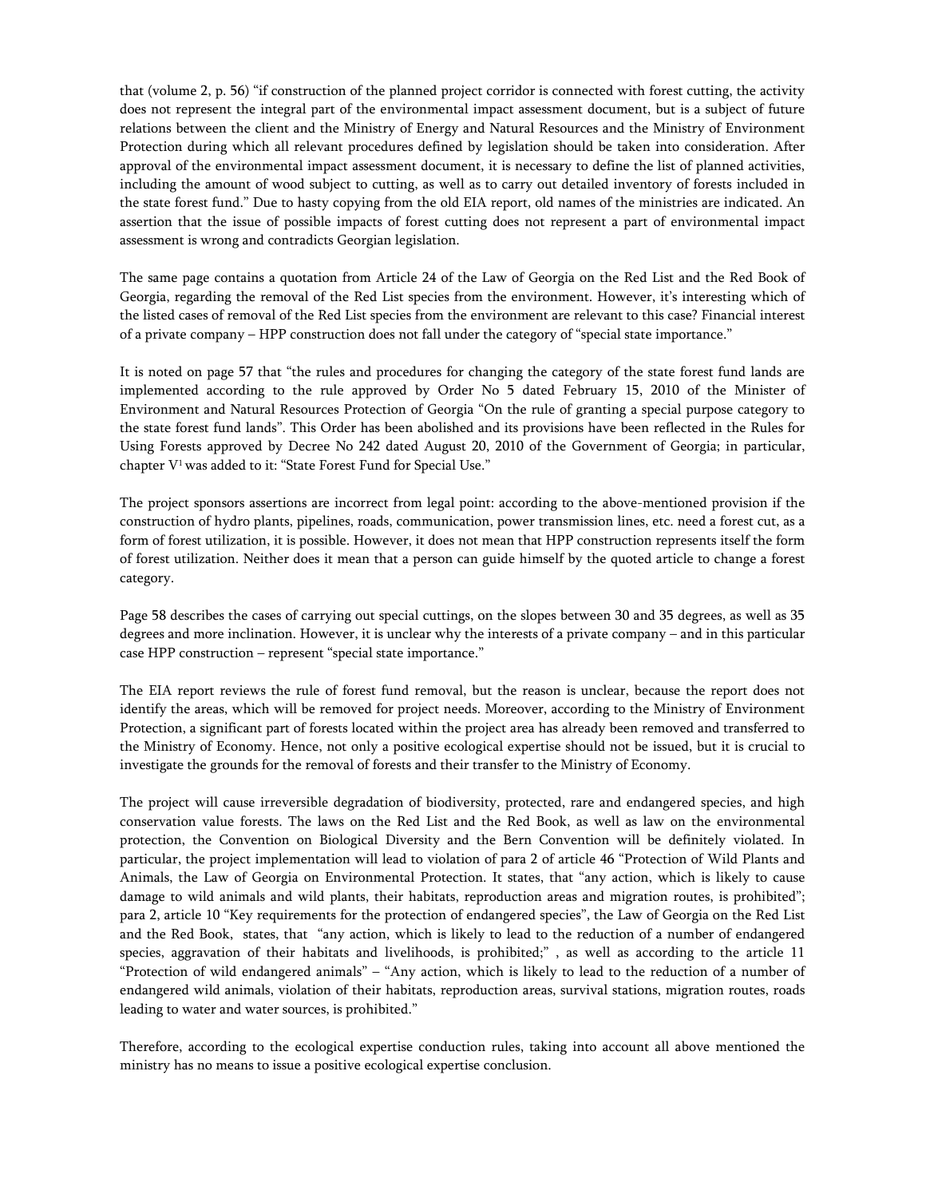that (volume 2, p. 56) "if construction of the planned project corridor is connected with forest cutting, the activity does not represent the integral part of the environmental impact assessment document, but is a subject of future relations between the client and the Ministry of Energy and Natural Resources and the Ministry of Environment Protection during which all relevant procedures defined by legislation should be taken into consideration. After approval of the environmental impact assessment document, it is necessary to define the list of planned activities, including the amount of wood subject to cutting, as well as to carry out detailed inventory of forests included in the state forest fund." Due to hasty copying from the old EIA report, old names of the ministries are indicated. An assertion that the issue of possible impacts of forest cutting does not represent a part of environmental impact assessment is wrong and contradicts Georgian legislation.

The same page contains a quotation from Article 24 of the Law of Georgia on the Red List and the Red Book of Georgia, regarding the removal of the Red List species from the environment. However, it's interesting which of the listed cases of removal of the Red List species from the environment are relevant to this case? Financial interest of a private company – HPP construction does not fall under the category of "special state importance."

It is noted on page 57 that "the rules and procedures for changing the category of the state forest fund lands are implemented according to the rule approved by Order No 5 dated February 15, 2010 of the Minister of Environment and Natural Resources Protection of Georgia "On the rule of granting a special purpose category to the state forest fund lands". This Order has been abolished and its provisions have been reflected in the Rules for Using Forests approved by Decree No 242 dated August 20, 2010 of the Government of Georgia; in particular, chapter V[1] was added to it: "State Forest Fund for Special Use."

The project sponsors assertions are incorrect from legal point: according to the above-mentioned provision if the construction of hydro plants, pipelines, roads, communication, power transmission lines, etc. need a forest cut, as a form of forest utilization, it is possible. However, it does not mean that HPP construction represents itself the form of forest utilization. Neither does it mean that a person can guide himself by the quoted article to change a forest category.

Page 58 describes the cases of carrying out special cuttings, on the slopes between 30 and 35 degrees, as well as 35 degrees and more inclination. However, it is unclear why the interests of a private company – and in this particular case HPP construction – represent "special state importance."

The EIA report reviews the rule of forest fund removal, but the reason is unclear, because the report does not identify the areas, which will be removed for project needs. Moreover, according to the Ministry of Environment Protection, a significant part of forests located within the project area has already been removed and transferred to the Ministry of Economy. Hence, not only a positive ecological expertise should not be issued, but it is crucial to investigate the grounds for the removal of forests and their transfer to the Ministry of Economy.

The project will cause irreversible degradation of biodiversity, protected, rare and endangered species, and high conservation value forests. The laws on the Red List and the Red Book, as well as law on the environmental protection, the Convention on Biological Diversity and the Bern Convention will be definitely violated. In particular, the project implementation will lead to violation of para 2 of article 46 "Protection of Wild Plants and Animals, the Law of Georgia on Environmental Protection. It states, that "any action, which is likely to cause damage to wild animals and wild plants, their habitats, reproduction areas and migration routes, is prohibited"; para 2, article 10 "Key requirements for the protection of endangered species", the Law of Georgia on the Red List and the Red Book, states, that "any action, which is likely to lead to the reduction of a number of endangered species, aggravation of their habitats and livelihoods, is prohibited;" , as well as according to the article 11 "Protection of wild endangered animals" – "Any action, which is likely to lead to the reduction of a number of endangered wild animals, violation of their habitats, reproduction areas, survival stations, migration routes, roads leading to water and water sources, is prohibited."

Therefore, according to the ecological expertise conduction rules, taking into account all above mentioned the ministry has no means to issue a positive ecological expertise conclusion.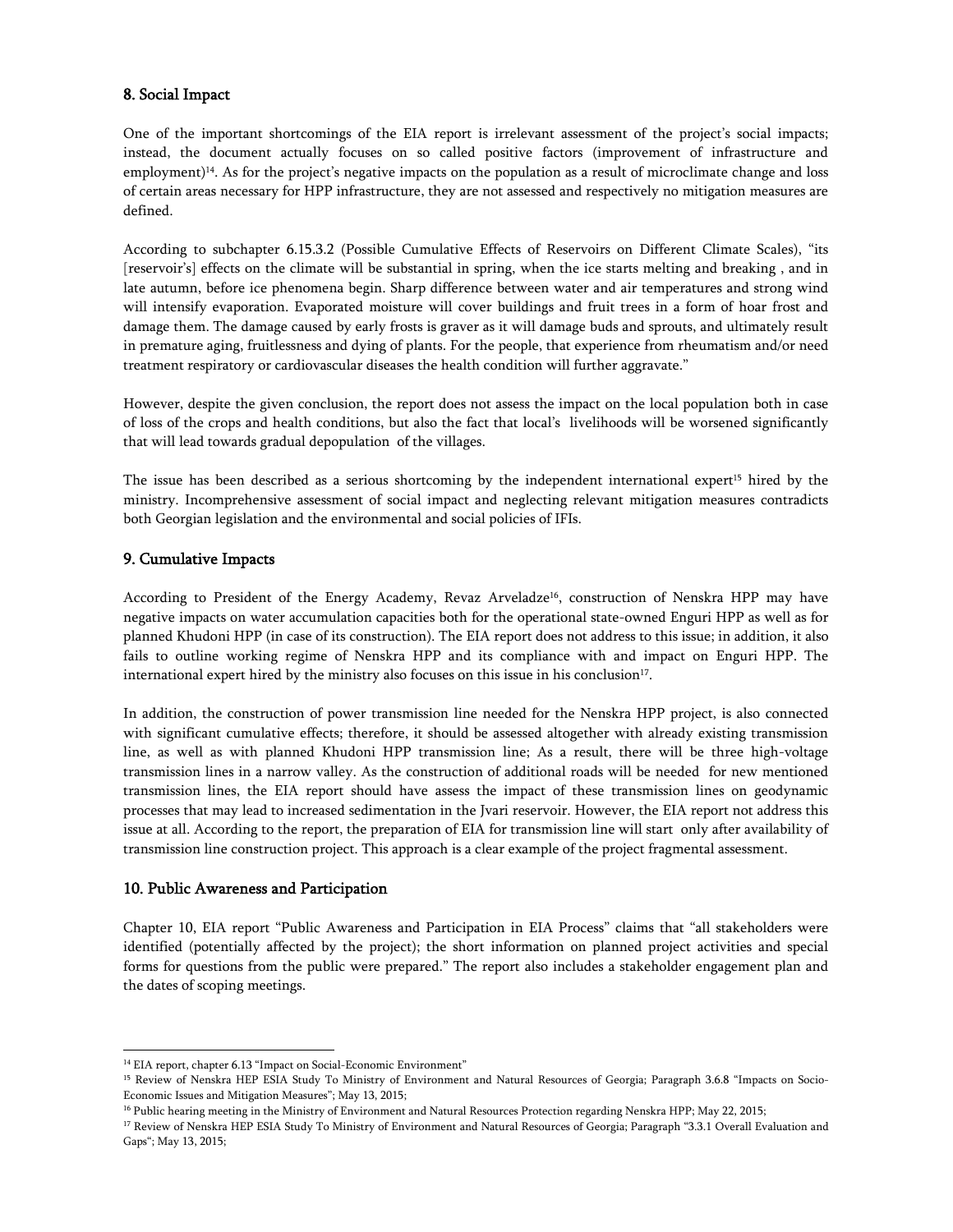## 8. Social Impact

One of the important shortcomings of the EIA report is irrelevant assessment of the project's social impacts; instead, the document actually focuses on so called positive factors (improvement of infrastructure and employment)[14]. As for the project's negative impacts on the population as a result of microclimate change and loss of certain areas necessary for HPP infrastructure, they are not assessed and respectively no mitigation measures are defined.

According to subchapter 6.15.3.2 (Possible Cumulative Effects of Reservoirs on Different Climate Scales), "its [reservoir's] effects on the climate will be substantial in spring, when the ice starts melting and breaking , and in late autumn, before ice phenomena begin. Sharp difference between water and air temperatures and strong wind will intensify evaporation. Evaporated moisture will cover buildings and fruit trees in a form of hoar frost and damage them. The damage caused by early frosts is graver as it will damage buds and sprouts, and ultimately result in premature aging, fruitlessness and dying of plants. For the people, that experience from rheumatism and/or need treatment respiratory or cardiovascular diseases the health condition will further aggravate."

However, despite the given conclusion, the report does not assess the impact on the local population both in case of loss of the crops and health conditions, but also the fact that local's livelihoods will be worsened significantly that will lead towards gradual depopulation of the villages.

The issue has been described as a serious shortcoming by the independent international expert[15] hired by the ministry. Incomprehensive assessment of social impact and neglecting relevant mitigation measures contradicts both Georgian legislation and the environmental and social policies of IFIs.

## 9. Cumulative Impacts

According to President of the Energy Academy, Revaz Arveladze[16], construction of Nenskra HPP may have negative impacts on water accumulation capacities both for the operational state-owned Enguri HPP as well as for planned Khudoni HPP (in case of its construction). The EIA report does not address to this issue; in addition, it also fails to outline working regime of Nenskra HPP and its compliance with and impact on Enguri HPP. The international expert hired by the ministry also focuses on this issue in his conclusion[17].

In addition, the construction of power transmission line needed for the Nenskra HPP project, is also connected with significant cumulative effects; therefore, it should be assessed altogether with already existing transmission line, as well as with planned Khudoni HPP transmission line; As a result, there will be three high-voltage transmission lines in a narrow valley. As the construction of additional roads will be needed for new mentioned transmission lines, the EIA report should have assess the impact of these transmission lines on geodynamic processes that may lead to increased sedimentation in the Jvari reservoir. However, the EIA report not address this issue at all. According to the report, the preparation of EIA for transmission line will start only after availability of transmission line construction project. This approach is a clear example of the project fragmental assessment.

## 10. Public Awareness and Participation

Chapter 10, EIA report "Public Awareness and Participation in EIA Process" claims that "all stakeholders were identified (potentially affected by the project); the short information on planned project activities and special forms for questions from the public were prepared." The report also includes a stakeholder engagement plan and the dates of scoping meetings.

---

[14] EIA report, chapter 6.13 "Impact on Social-Economic Environment"

[15] Review of Nenskra HEP ESIA Study To Ministry of Environment and Natural Resources of Georgia; Paragraph 3.6.8 "Impacts on Socio-Economic Issues and Mitigation Measures"; May 13, 2015;

[16] Public hearing meeting in the Ministry of Environment and Natural Resources Protection regarding Nenskra HPP; May 22, 2015;

[17] Review of Nenskra HEP ESIA Study To Ministry of Environment and Natural Resources of Georgia; Paragraph "3.3.1 Overall Evaluation and Gaps"; May 13, 2015;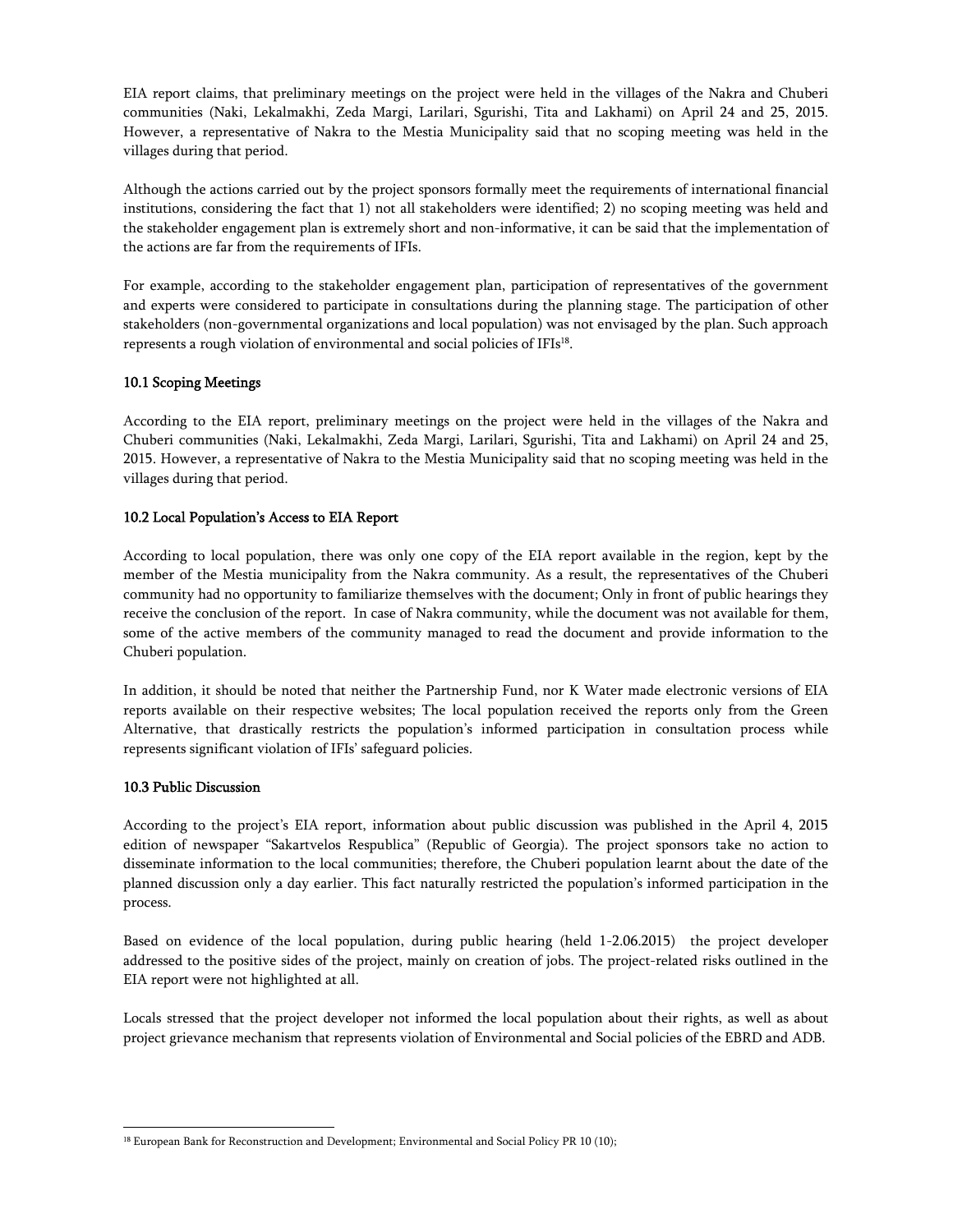EIA report claims, that preliminary meetings on the project were held in the villages of the Nakra and Chuberi communities (Naki, Lekalmakhi, Zeda Margi, Larilari, Sgurishi, Tita and Lakhami) on April 24 and 25, 2015. However, a representative of Nakra to the Mestia Municipality said that no scoping meeting was held in the villages during that period.

Although the actions carried out by the project sponsors formally meet the requirements of international financial institutions, considering the fact that 1) not all stakeholders were identified; 2) no scoping meeting was held and the stakeholder engagement plan is extremely short and non-informative, it can be said that the implementation of the actions are far from the requirements of IFIs.

For example, according to the stakeholder engagement plan, participation of representatives of the government and experts were considered to participate in consultations during the planning stage. The participation of other stakeholders (non-governmental organizations and local population) was not envisaged by the plan. Such approach represents a rough violation of environmental and social policies of IFIs[18].

### 10.1 Scoping Meetings

According to the EIA report, preliminary meetings on the project were held in the villages of the Nakra and Chuberi communities (Naki, Lekalmakhi, Zeda Margi, Larilari, Sgurishi, Tita and Lakhami) on April 24 and 25, 2015. However, a representative of Nakra to the Mestia Municipality said that no scoping meeting was held in the villages during that period.

### 10.2 Local Population's Access to EIA Report

According to local population, there was only one copy of the EIA report available in the region, kept by the member of the Mestia municipality from the Nakra community. As a result, the representatives of the Chuberi community had no opportunity to familiarize themselves with the document; Only in front of public hearings they receive the conclusion of the report. In case of Nakra community, while the document was not available for them, some of the active members of the community managed to read the document and provide information to the Chuberi population.

In addition, it should be noted that neither the Partnership Fund, nor K Water made electronic versions of EIA reports available on their respective websites; The local population received the reports only from the Green Alternative, that drastically restricts the population's informed participation in consultation process while represents significant violation of IFIs' safeguard policies.

### 10.3 Public Discussion

According to the project's EIA report, information about public discussion was published in the April 4, 2015 edition of newspaper "Sakartvelos Respublica" (Republic of Georgia). The project sponsors take no action to disseminate information to the local communities; therefore, the Chuberi population learnt about the date of the planned discussion only a day earlier. This fact naturally restricted the population's informed participation in the process.

Based on evidence of the local population, during public hearing (held 1-2.06.2015) the project developer addressed to the positive sides of the project, mainly on creation of jobs. The project-related risks outlined in the EIA report were not highlighted at all.

Locals stressed that the project developer not informed the local population about their rights, as well as about project grievance mechanism that represents violation of Environmental and Social policies of the EBRD and ADB.

[18] European Bank for Reconstruction and Development; Environmental and Social Policy PR 10 (10);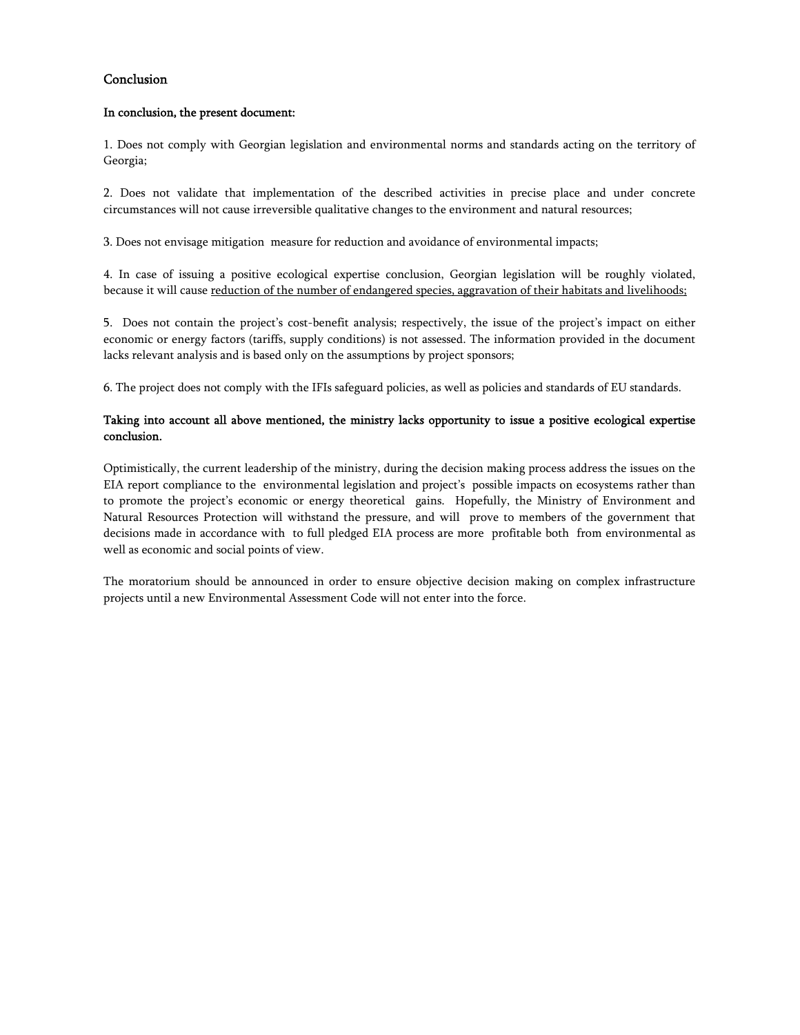## Conclusion

**In conclusion, the present document:**

1. Does not comply with Georgian legislation and environmental norms and standards acting on the territory of Georgia;

2. Does not validate that implementation of the described activities in precise place and under concrete circumstances will not cause irreversible qualitative changes to the environment and natural resources;

3. Does not envisage mitigation measure for reduction and avoidance of environmental impacts;

4. In case of issuing a positive ecological expertise conclusion, Georgian legislation will be roughly violated, because it will cause <u>reduction of the number of endangered species, aggravation of their habitats and livelihoods;</u>

5. Does not contain the project's cost-benefit analysis; respectively, the issue of the project's impact on either economic or energy factors (tariffs, supply conditions) is not assessed. The information provided in the document lacks relevant analysis and is based only on the assumptions by project sponsors;

6. The project does not comply with the IFIs safeguard policies, as well as policies and standards of EU standards.

**Taking into account all above mentioned, the ministry lacks opportunity to issue a positive ecological expertise conclusion.**

Optimistically, the current leadership of the ministry, during the decision making process address the issues on the EIA report compliance to the environmental legislation and project's possible impacts on ecosystems rather than to promote the project's economic or energy theoretical gains. Hopefully, the Ministry of Environment and Natural Resources Protection will withstand the pressure, and will prove to members of the government that decisions made in accordance with to full pledged EIA process are more profitable both from environmental as well as economic and social points of view.

The moratorium should be announced in order to ensure objective decision making on complex infrastructure projects until a new Environmental Assessment Code will not enter into the force.